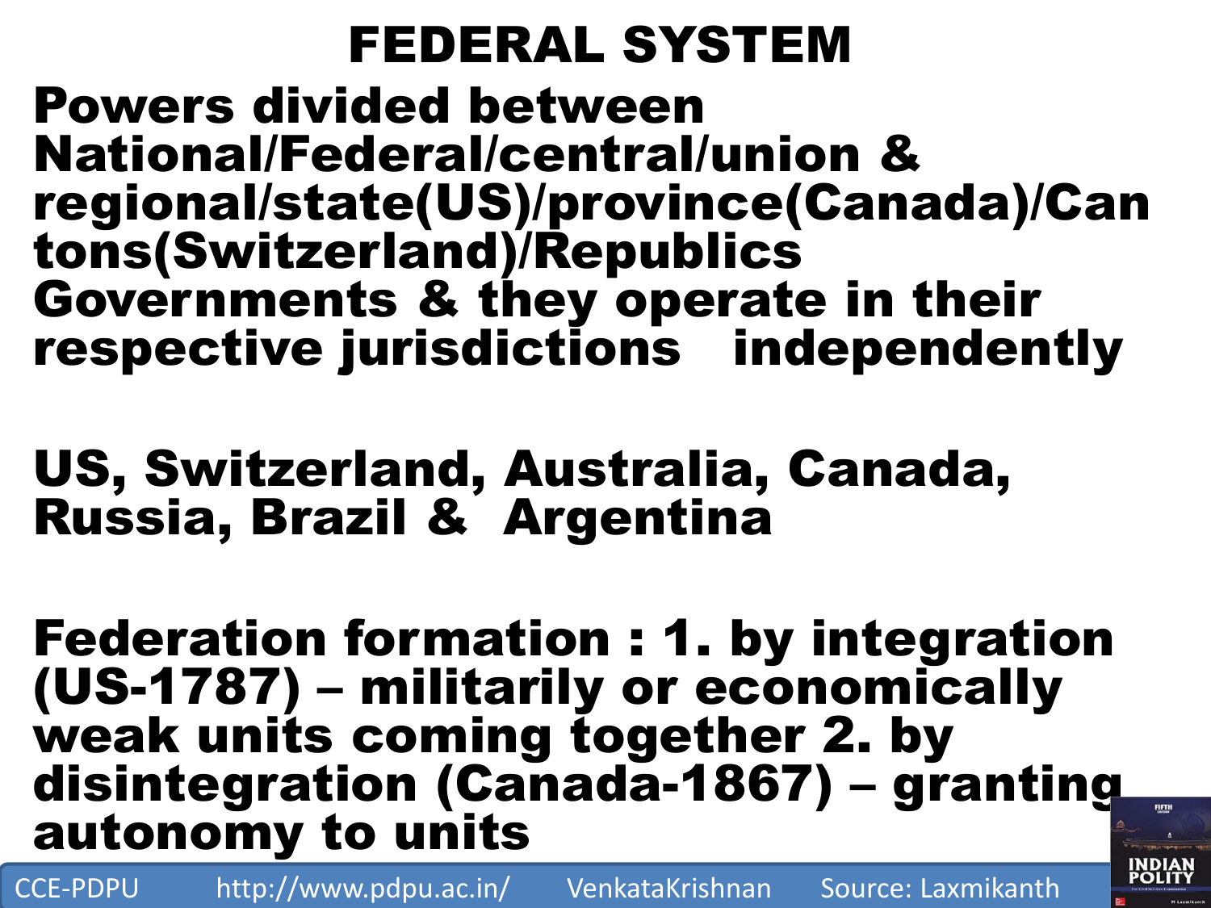# FEDERAL SYSTEM

**Powers divided between National/Federal/central/union & regional/state(US)/province(Canada)/Cantons(Switzerland)/Republics Governments & they operate in their respective jurisdictions independently**

**US, Switzerland, Australia, Canada, Russia, Brazil & Argentina**

**Federation formation : 1. by integration (US-1787) – militarily or economically weak units coming together 2. by disintegration (Canada-1867) – granting autonomy to units**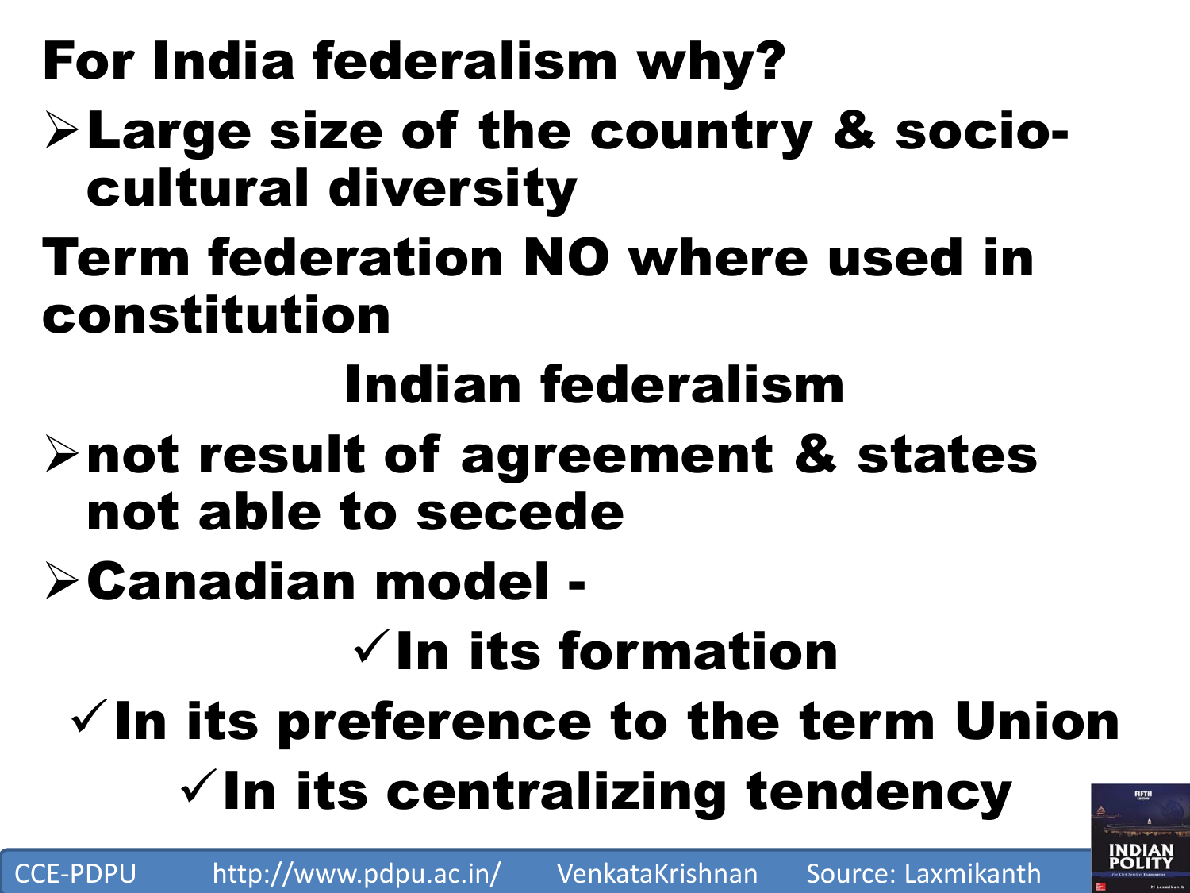**For India federalism why?**

- **Large size of the country & socio-cultural diversity**

**Term federation NO where used in constitution**

## Indian federalism

- **not result of agreement & states not able to secede**
- **Canadian model -**
  - ✓ **In its formation**
  - ✓ **In its preference to the term Union**
  - ✓ **In its centralizing tendency**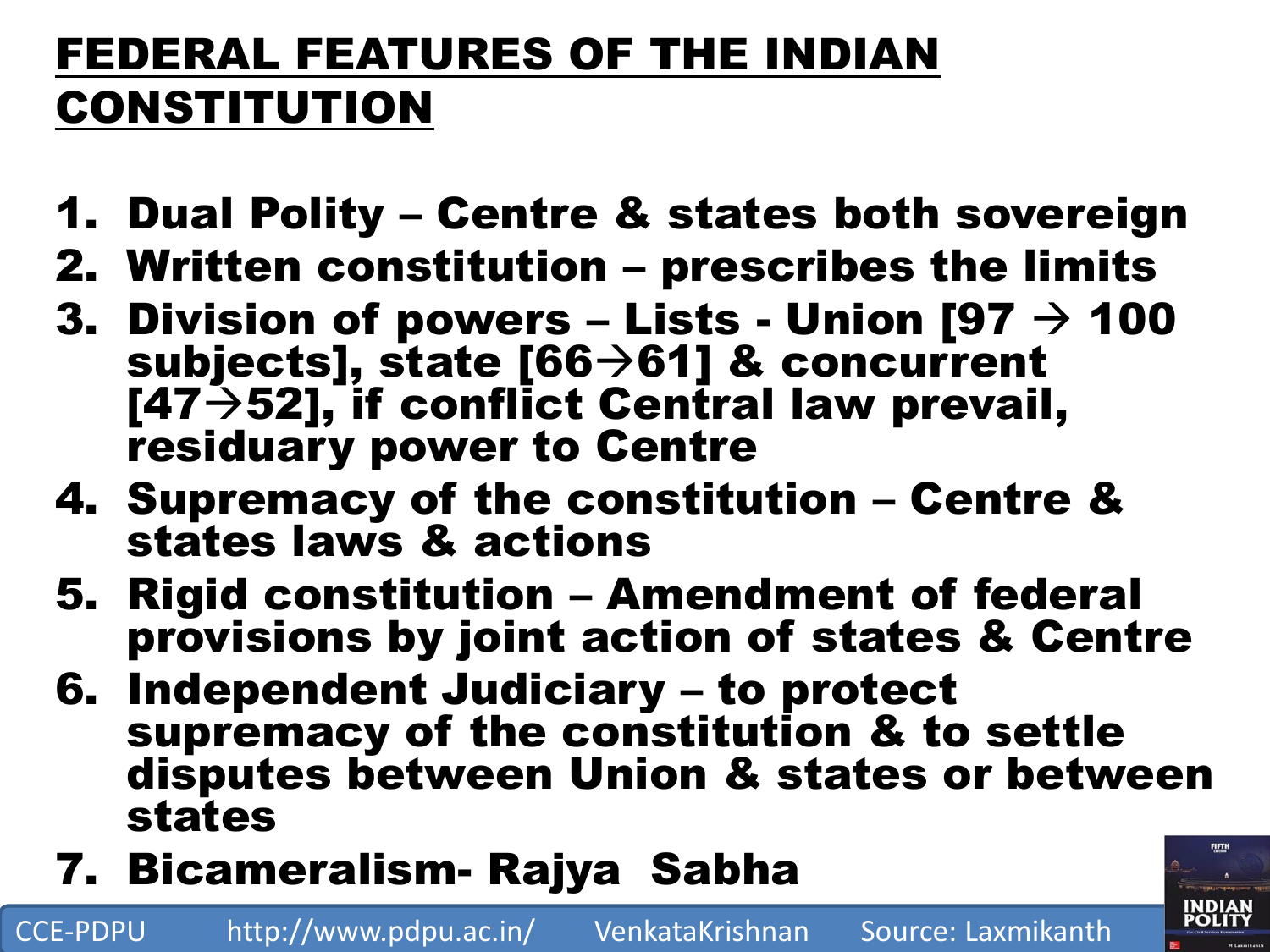# FEDERAL FEATURES OF THE INDIAN CONSTITUTION

1. Dual Polity – Centre & states both sovereign
2. Written constitution – prescribes the limits
3. Division of powers – Lists - Union [97 → 100 subjects], state [66→61] & concurrent [47→52], if conflict Central law prevail, residuary power to Centre
4. Supremacy of the constitution – Centre & states laws & actions
5. Rigid constitution – Amendment of federal provisions by joint action of states & Centre
6. Independent Judiciary – to protect supremacy of the constitution & to settle disputes between Union & states or between states
7. Bicameralism- Rajya Sabha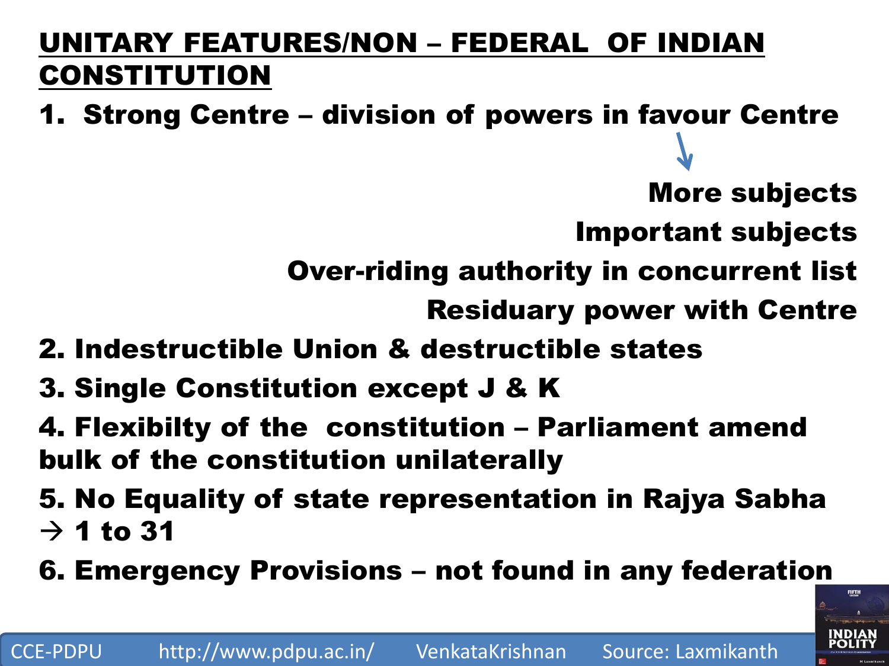## UNITARY FEATURES/NON – FEDERAL OF INDIAN CONSTITUTION

1. **Strong Centre – division of powers in favour Centre**
   - More subjects
   - Important subjects
   - Over-riding authority in concurrent list
   - Residuary power with Centre
2. **Indestructible Union & destructible states**
3. **Single Constitution except J & K**
4. **Flexibilty of the constitution – Parliament amend bulk of the constitution unilaterally**
5. **No Equality of state representation in Rajya Sabha → 1 to 31**
6. **Emergency Provisions – not found in any federation**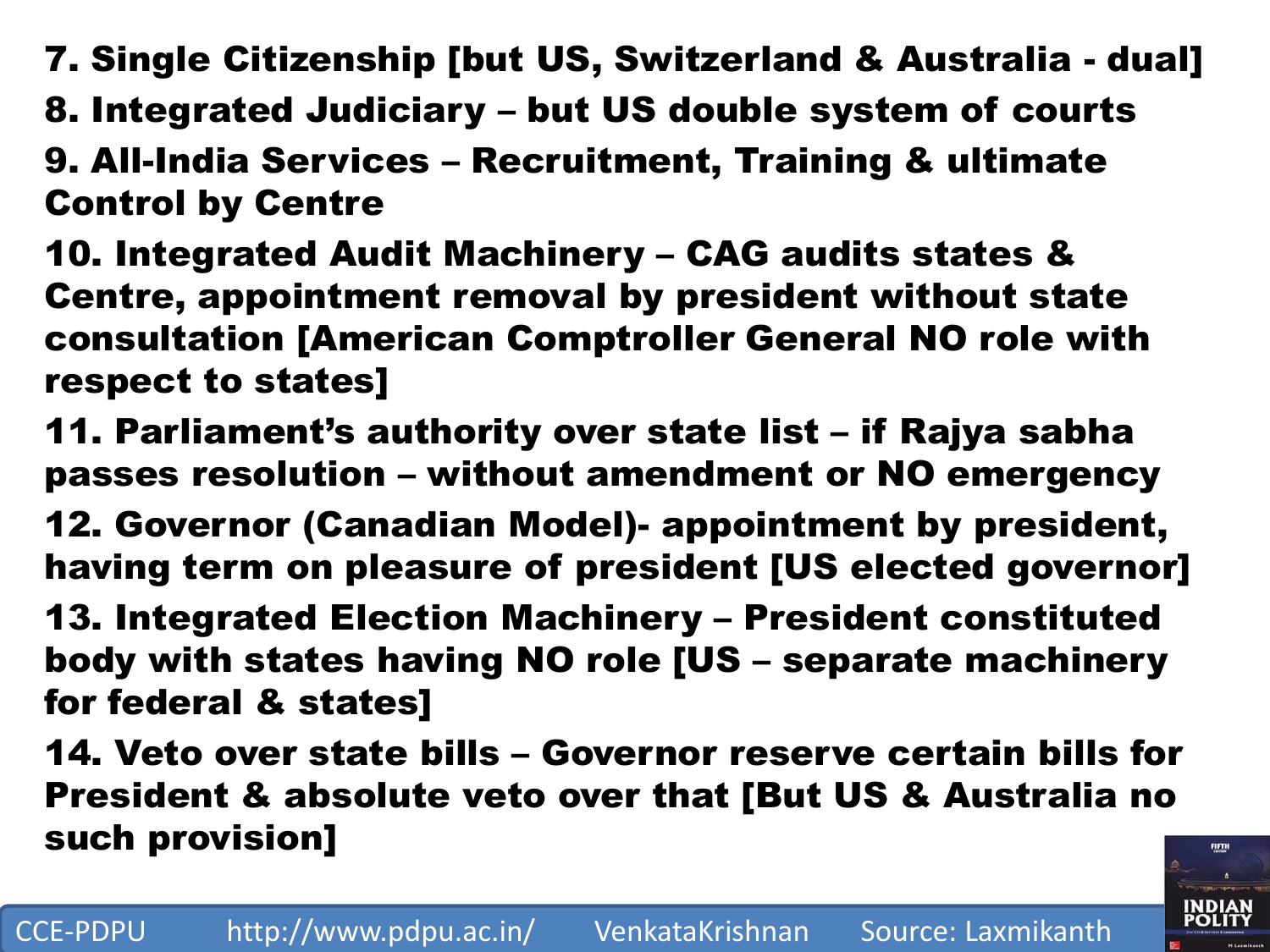7. Single Citizenship [but US, Switzerland & Australia - dual]

8. Integrated Judiciary – but US double system of courts

9. All-India Services – Recruitment, Training & ultimate Control by Centre

10. Integrated Audit Machinery – CAG audits states & Centre, appointment removal by president without state consultation [American Comptroller General NO role with respect to states]

11. Parliament's authority over state list – if Rajya sabha passes resolution – without amendment or NO emergency

12. Governor (Canadian Model)- appointment by president, having term on pleasure of president [US elected governor]

13. Integrated Election Machinery – President constituted body with states having NO role [US – separate machinery for federal & states]

14. Veto over state bills – Governor reserve certain bills for President & absolute veto over that [But US & Australia no such provision]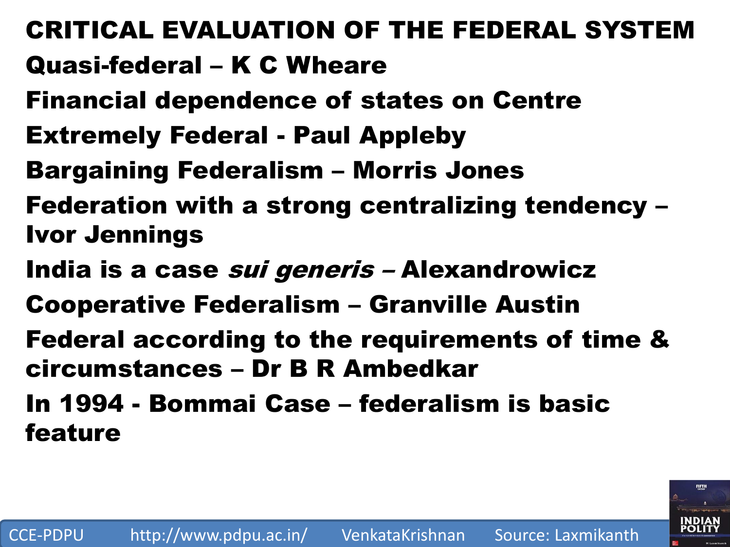# CRITICAL EVALUATION OF THE FEDERAL SYSTEM

**Quasi-federal – K C Wheare**

**Financial dependence of states on Centre**

**Extremely Federal - Paul Appleby**

**Bargaining Federalism – Morris Jones**

**Federation with a strong centralizing tendency – Ivor Jennings**

**India is a case *sui generis* – Alexandrowicz**

**Cooperative Federalism – Granville Austin**

**Federal according to the requirements of time & circumstances – Dr B R Ambedkar**

**In 1994 - Bommai Case – federalism is basic feature**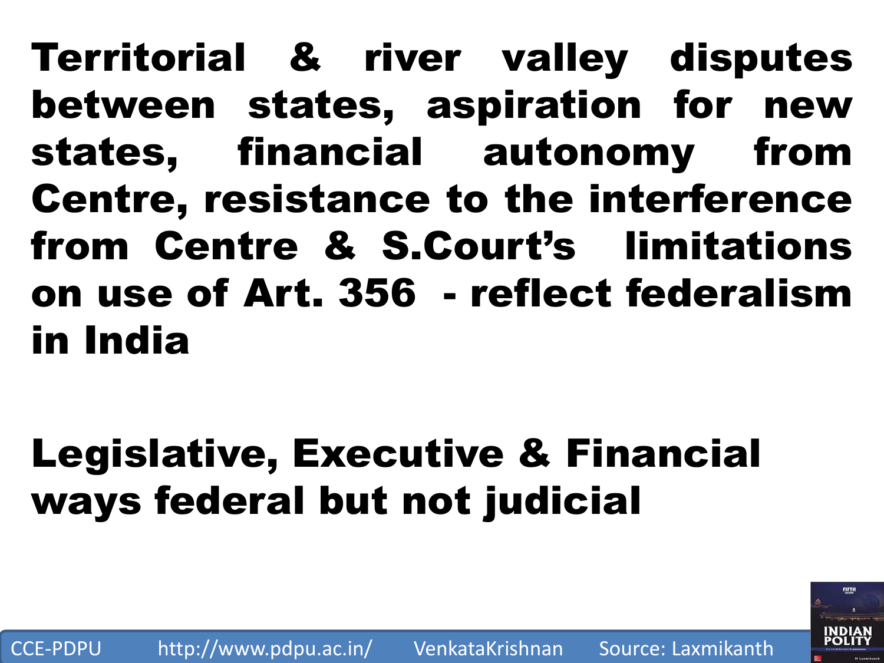**Territorial & river valley disputes between states, aspiration for new states, financial autonomy from Centre, resistance to the interference from Centre & S.Court's limitations on use of Art. 356 - reflect federalism in India**

**Legislative, Executive & Financial ways federal but not judicial**